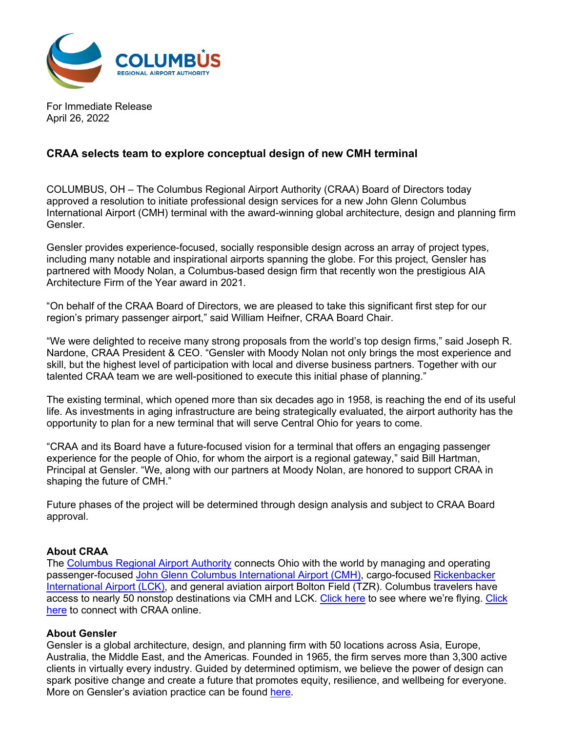For Immediate Release
April 26, 2022

## CRAA selects team to explore conceptual design of new CMH terminal

COLUMBUS, OH – The Columbus Regional Airport Authority (CRAA) Board of Directors today approved a resolution to initiate professional design services for a new John Glenn Columbus International Airport (CMH) terminal with the award-winning global architecture, design and planning firm Gensler.

Gensler provides experience-focused, socially responsible design across an array of project types, including many notable and inspirational airports spanning the globe. For this project, Gensler has partnered with Moody Nolan, a Columbus-based design firm that recently won the prestigious AIA Architecture Firm of the Year award in 2021.

"On behalf of the CRAA Board of Directors, we are pleased to take this significant first step for our region's primary passenger airport," said William Heifner, CRAA Board Chair.

"We were delighted to receive many strong proposals from the world's top design firms," said Joseph R. Nardone, CRAA President & CEO. "Gensler with Moody Nolan not only brings the most experience and skill, but the highest level of participation with local and diverse business partners. Together with our talented CRAA team we are well-positioned to execute this initial phase of planning."

The existing terminal, which opened more than six decades ago in 1958, is reaching the end of its useful life. As investments in aging infrastructure are being strategically evaluated, the airport authority has the opportunity to plan for a new terminal that will serve Central Ohio for years to come.

"CRAA and its Board have a future-focused vision for a terminal that offers an engaging passenger experience for the people of Ohio, for whom the airport is a regional gateway," said Bill Hartman, Principal at Gensler. "We, along with our partners at Moody Nolan, are honored to support CRAA in shaping the future of CMH."

Future phases of the project will be determined through design analysis and subject to CRAA Board approval.

**About CRAA**

The Columbus Regional Airport Authority connects Ohio with the world by managing and operating passenger-focused John Glenn Columbus International Airport (CMH), cargo-focused Rickenbacker International Airport (LCK), and general aviation airport Bolton Field (TZR). Columbus travelers have access to nearly 50 nonstop destinations via CMH and LCK. Click here to see where we're flying. Click here to connect with CRAA online.

**About Gensler**

Gensler is a global architecture, design, and planning firm with 50 locations across Asia, Europe, Australia, the Middle East, and the Americas. Founded in 1965, the firm serves more than 3,300 active clients in virtually every industry. Guided by determined optimism, we believe the power of design can spark positive change and create a future that promotes equity, resilience, and wellbeing for everyone. More on Gensler's aviation practice can be found here.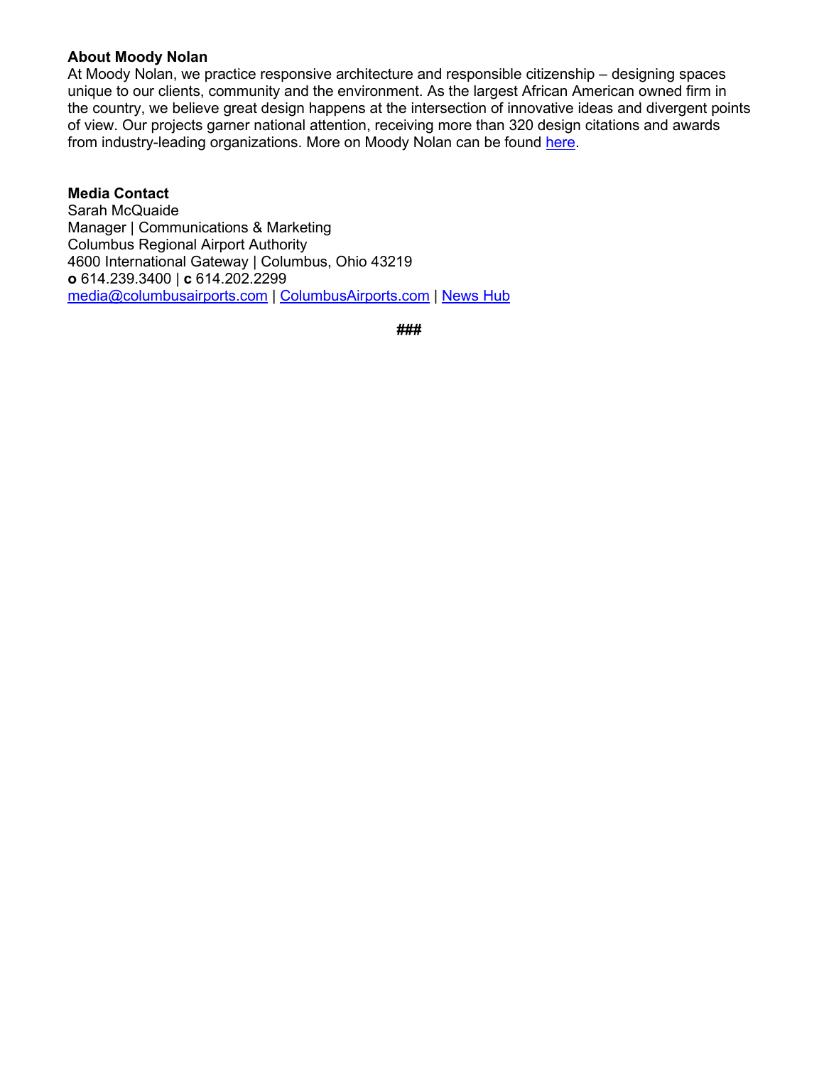**About Moody Nolan**
At Moody Nolan, we practice responsive architecture and responsible citizenship – designing spaces unique to our clients, community and the environment. As the largest African American owned firm in the country, we believe great design happens at the intersection of innovative ideas and divergent points of view. Our projects garner national attention, receiving more than 320 design citations and awards from industry-leading organizations. More on Moody Nolan can be found here.

**Media Contact**
Sarah McQuaide
Manager | Communications & Marketing
Columbus Regional Airport Authority
4600 International Gateway | Columbus, Ohio 43219
**o** 614.239.3400 | **c** 614.202.2299
media@columbusairports.com | ColumbusAirports.com | News Hub

###